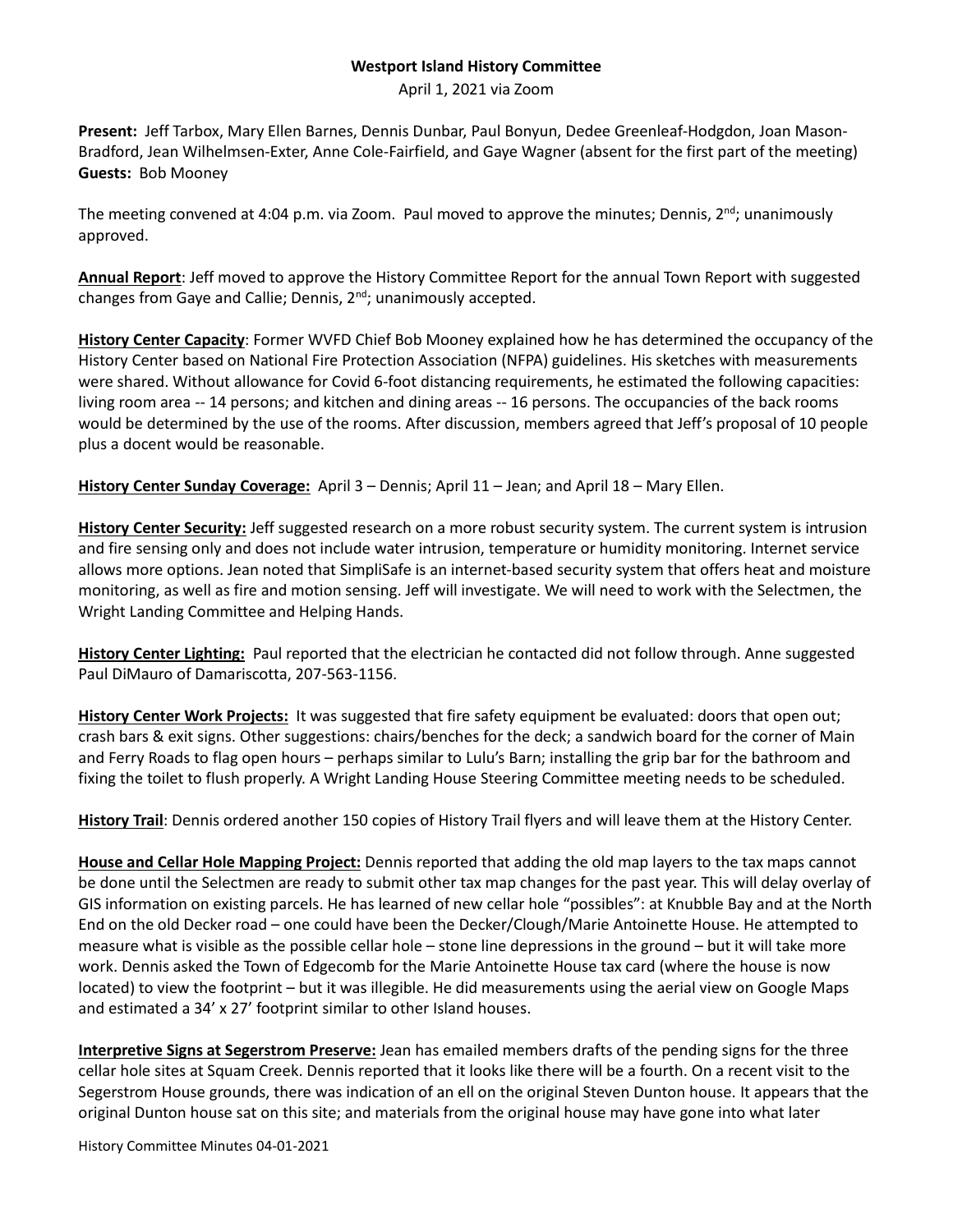**Westport Island History Committee**

April 1, 2021 via Zoom

**Present:** Jeff Tarbox, Mary Ellen Barnes, Dennis Dunbar, Paul Bonyun, Dedee Greenleaf-Hodgdon, Joan Mason-Bradford, Jean Wilhelmsen-Exter, Anne Cole-Fairfield, and Gaye Wagner (absent for the first part of the meeting)
**Guests:** Bob Mooney

The meeting convened at 4:04 p.m. via Zoom. Paul moved to approve the minutes; Dennis, 2nd; unanimously approved.

**Annual Report**: Jeff moved to approve the History Committee Report for the annual Town Report with suggested changes from Gaye and Callie; Dennis, 2nd; unanimously accepted.

**History Center Capacity**: Former WVFD Chief Bob Mooney explained how he has determined the occupancy of the History Center based on National Fire Protection Association (NFPA) guidelines. His sketches with measurements were shared. Without allowance for Covid 6-foot distancing requirements, he estimated the following capacities: living room area -- 14 persons; and kitchen and dining areas -- 16 persons. The occupancies of the back rooms would be determined by the use of the rooms. After discussion, members agreed that Jeff's proposal of 10 people plus a docent would be reasonable.

**History Center Sunday Coverage:** April 3 – Dennis; April 11 – Jean; and April 18 – Mary Ellen.

**History Center Security:** Jeff suggested research on a more robust security system. The current system is intrusion and fire sensing only and does not include water intrusion, temperature or humidity monitoring. Internet service allows more options. Jean noted that SimpliSafe is an internet-based security system that offers heat and moisture monitoring, as well as fire and motion sensing. Jeff will investigate. We will need to work with the Selectmen, the Wright Landing Committee and Helping Hands.

**History Center Lighting:** Paul reported that the electrician he contacted did not follow through. Anne suggested Paul DiMauro of Damariscotta, 207-563-1156.

**History Center Work Projects:** It was suggested that fire safety equipment be evaluated: doors that open out; crash bars & exit signs. Other suggestions: chairs/benches for the deck; a sandwich board for the corner of Main and Ferry Roads to flag open hours – perhaps similar to Lulu's Barn; installing the grip bar for the bathroom and fixing the toilet to flush properly. A Wright Landing House Steering Committee meeting needs to be scheduled.

**History Trail**: Dennis ordered another 150 copies of History Trail flyers and will leave them at the History Center.

**House and Cellar Hole Mapping Project:** Dennis reported that adding the old map layers to the tax maps cannot be done until the Selectmen are ready to submit other tax map changes for the past year. This will delay overlay of GIS information on existing parcels. He has learned of new cellar hole "possibles": at Knubble Bay and at the North End on the old Decker road – one could have been the Decker/Clough/Marie Antoinette House. He attempted to measure what is visible as the possible cellar hole – stone line depressions in the ground – but it will take more work. Dennis asked the Town of Edgecomb for the Marie Antoinette House tax card (where the house is now located) to view the footprint – but it was illegible. He did measurements using the aerial view on Google Maps and estimated a 34' x 27' footprint similar to other Island houses.

**Interpretive Signs at Segerstrom Preserve:** Jean has emailed members drafts of the pending signs for the three cellar hole sites at Squam Creek. Dennis reported that it looks like there will be a fourth. On a recent visit to the Segerstrom House grounds, there was indication of an ell on the original Steven Dunton house. It appears that the original Dunton house sat on this site; and materials from the original house may have gone into what later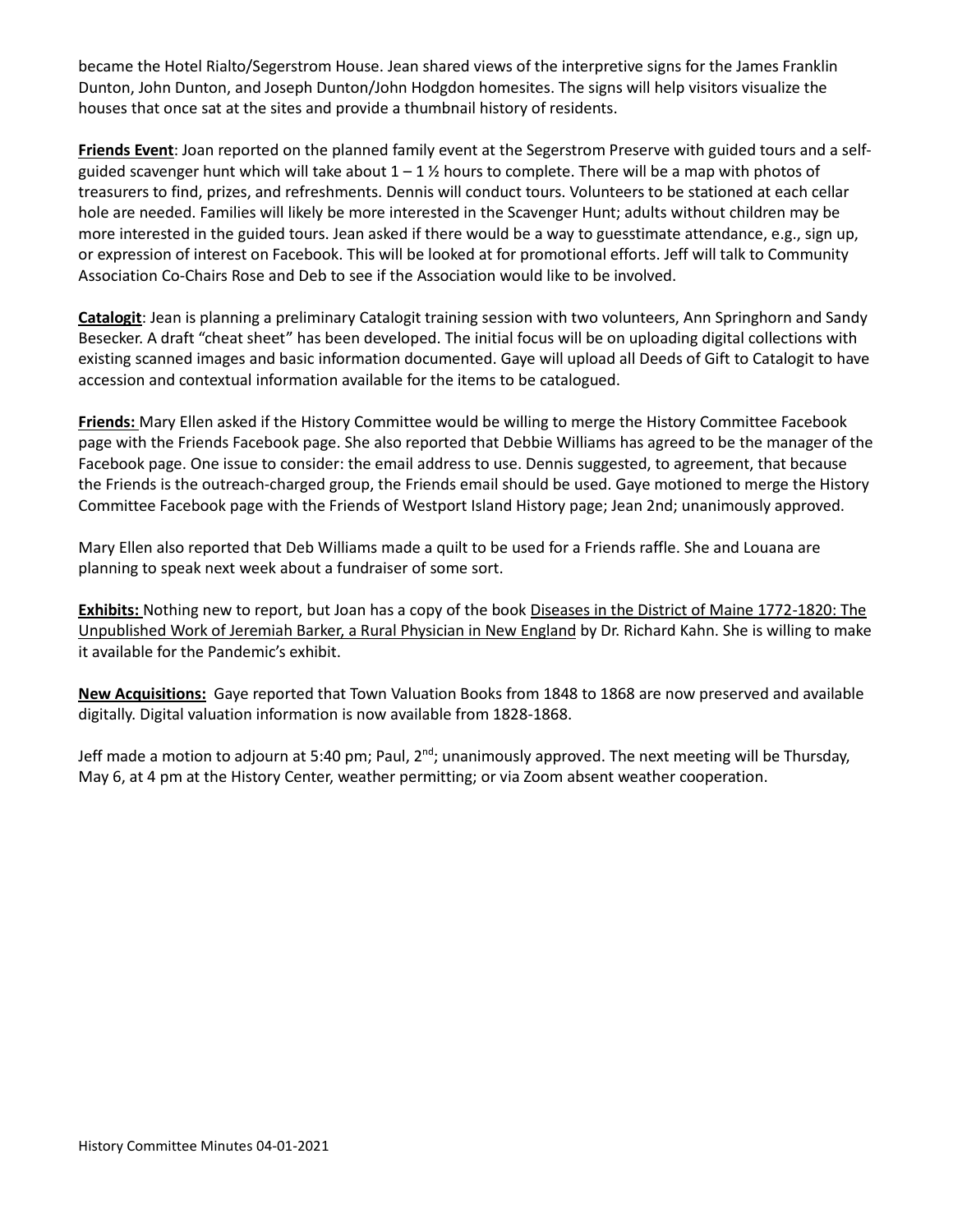became the Hotel Rialto/Segerstrom House. Jean shared views of the interpretive signs for the James Franklin Dunton, John Dunton, and Joseph Dunton/John Hodgdon homesites. The signs will help visitors visualize the houses that once sat at the sites and provide a thumbnail history of residents.

**Friends Event**: Joan reported on the planned family event at the Segerstrom Preserve with guided tours and a self-guided scavenger hunt which will take about 1 – 1 ½ hours to complete. There will be a map with photos of treasurers to find, prizes, and refreshments. Dennis will conduct tours. Volunteers to be stationed at each cellar hole are needed. Families will likely be more interested in the Scavenger Hunt; adults without children may be more interested in the guided tours. Jean asked if there would be a way to guesstimate attendance, e.g., sign up, or expression of interest on Facebook. This will be looked at for promotional efforts. Jeff will talk to Community Association Co-Chairs Rose and Deb to see if the Association would like to be involved.

**Catalogit**: Jean is planning a preliminary Catalogit training session with two volunteers, Ann Springhorn and Sandy Besecker. A draft "cheat sheet" has been developed. The initial focus will be on uploading digital collections with existing scanned images and basic information documented. Gaye will upload all Deeds of Gift to Catalogit to have accession and contextual information available for the items to be catalogued.

**Friends:** Mary Ellen asked if the History Committee would be willing to merge the History Committee Facebook page with the Friends Facebook page. She also reported that Debbie Williams has agreed to be the manager of the Facebook page. One issue to consider: the email address to use. Dennis suggested, to agreement, that because the Friends is the outreach-charged group, the Friends email should be used. Gaye motioned to merge the History Committee Facebook page with the Friends of Westport Island History page; Jean 2nd; unanimously approved.

Mary Ellen also reported that Deb Williams made a quilt to be used for a Friends raffle. She and Louana are planning to speak next week about a fundraiser of some sort.

**Exhibits:** Nothing new to report, but Joan has a copy of the book Diseases in the District of Maine 1772-1820: The Unpublished Work of Jeremiah Barker, a Rural Physician in New England by Dr. Richard Kahn. She is willing to make it available for the Pandemic's exhibit.

**New Acquisitions:** Gaye reported that Town Valuation Books from 1848 to 1868 are now preserved and available digitally. Digital valuation information is now available from 1828-1868.

Jeff made a motion to adjourn at 5:40 pm; Paul, 2nd; unanimously approved. The next meeting will be Thursday, May 6, at 4 pm at the History Center, weather permitting; or via Zoom absent weather cooperation.